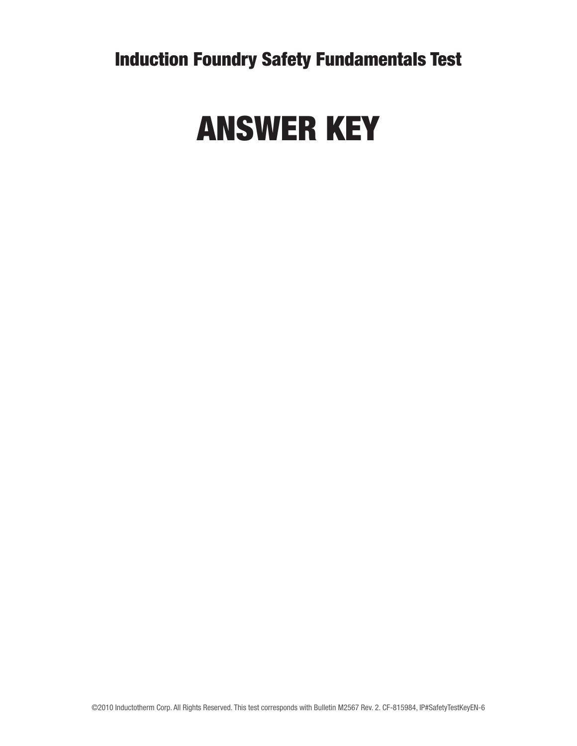# Induction Foundry Safety Fundamentals Test

# ANSWER KEY

©2010 Inductotherm Corp. All Rights Reserved. This test corresponds with Bulletin M2567 Rev. 2. CF-815984, IP#SafetyTestKeyEN-6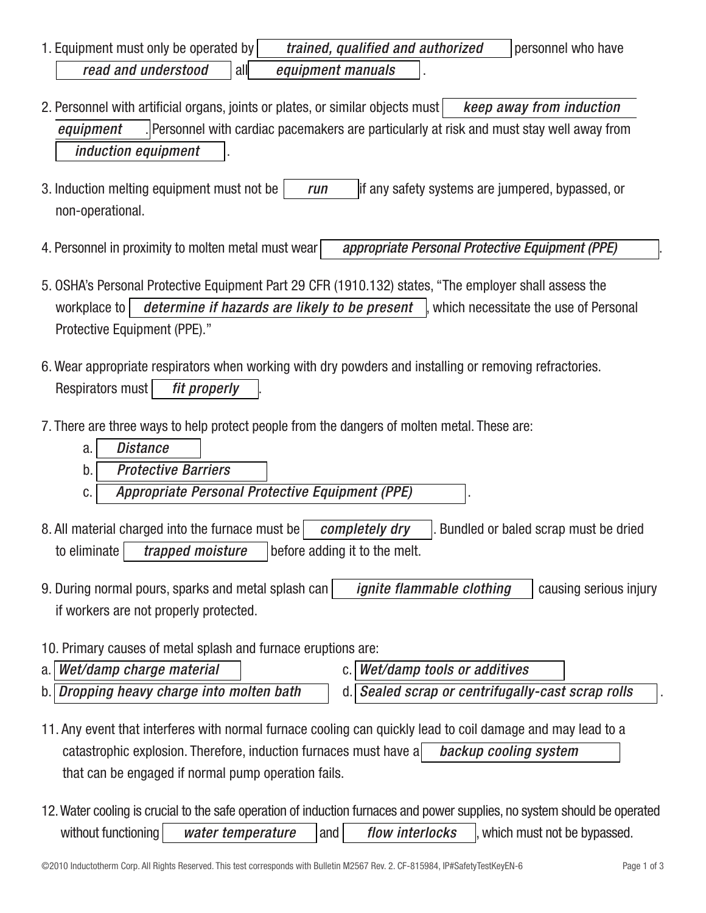1. Equipment must only be operated by *trained, qualified and authorized* personnel who have *read and understood* all *equipment manuals*.

2. Personnel with artificial organs, joints or plates, or similar objects must *keep away from induction equipment*. Personnel with cardiac pacemakers are particularly at risk and must stay well away from *induction equipment*.

3. Induction melting equipment must not be *run* if any safety systems are jumpered, bypassed, or non-operational.

4. Personnel in proximity to molten metal must wear *appropriate Personal Protective Equipment (PPE)*.

5. OSHA's Personal Protective Equipment Part 29 CFR (1910.132) states, "The employer shall assess the workplace to *determine if hazards are likely to be present*, which necessitate the use of Personal Protective Equipment (PPE)."

6. Wear appropriate respirators when working with dry powders and installing or removing refractories. Respirators must *fit properly*.

7. There are three ways to help protect people from the dangers of molten metal. These are:
   a. *Distance*
   b. *Protective Barriers*
   c. *Appropriate Personal Protective Equipment (PPE)*.

8. All material charged into the furnace must be *completely dry*. Bundled or baled scrap must be dried to eliminate *trapped moisture* before adding it to the melt.

9. During normal pours, sparks and metal splash can *ignite flammable clothing* causing serious injury if workers are not properly protected.

10. Primary causes of metal splash and furnace eruptions are:
    a. *Wet/damp charge material*
    b. *Dropping heavy charge into molten bath*
    c. *Wet/damp tools or additives*
    d. *Sealed scrap or centrifugally-cast scrap rolls*.

11. Any event that interferes with normal furnace cooling can quickly lead to coil damage and may lead to a catastrophic explosion. Therefore, induction furnaces must have a *backup cooling system* that can be engaged if normal pump operation fails.

12. Water cooling is crucial to the safe operation of induction furnaces and power supplies, no system should be operated without functioning *water temperature* and *flow interlocks*, which must not be bypassed.

©2010 Inductotherm Corp. All Rights Reserved. This test corresponds with Bulletin M2567 Rev. 2. CF-815984, IP#SafetyTestKeyEN-6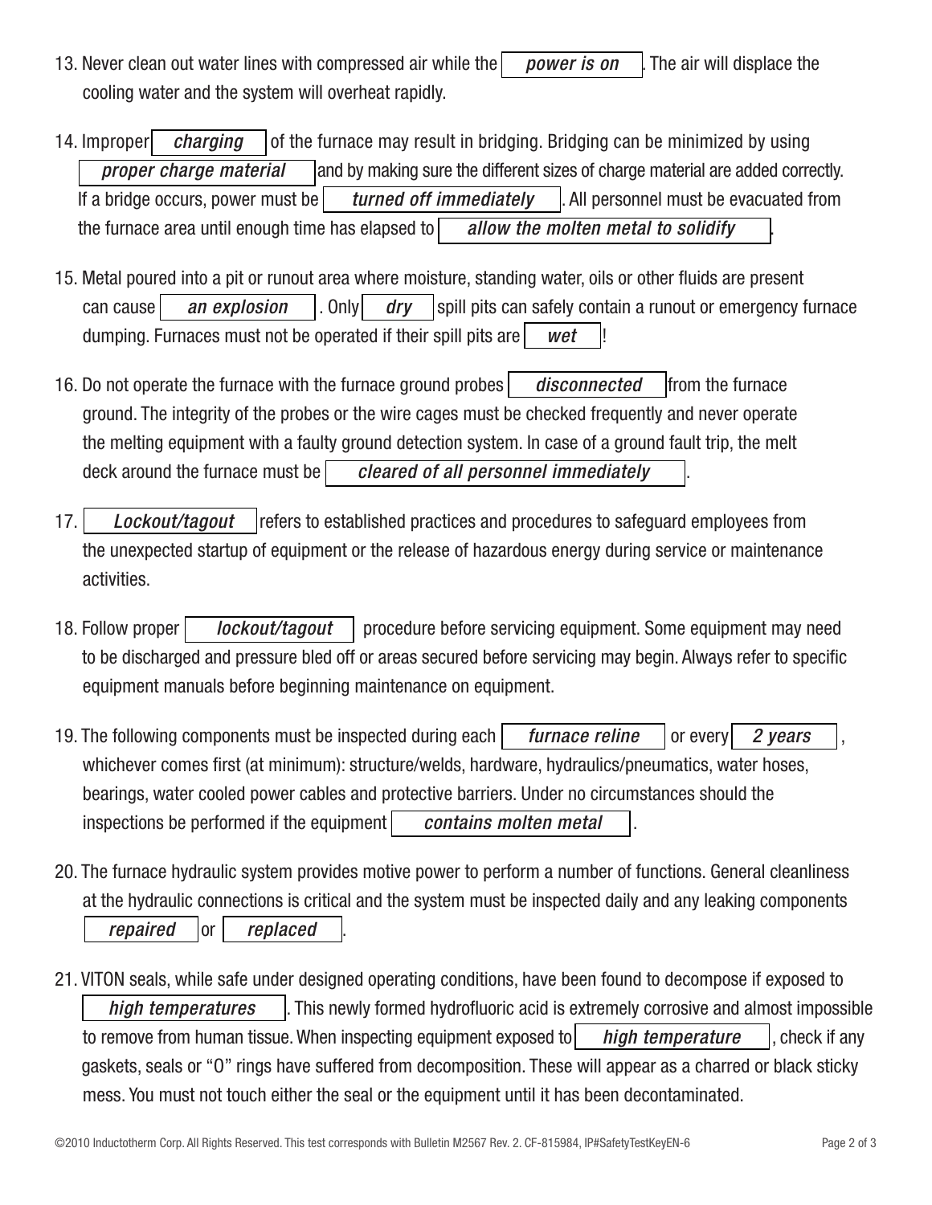13. Never clean out water lines with compressed air while the *power is on*. The air will displace the cooling water and the system will overheat rapidly.

14. Improper *charging* of the furnace may result in bridging. Bridging can be minimized by using *proper charge material* and by making sure the different sizes of charge material are added correctly. If a bridge occurs, power must be *turned off immediately*. All personnel must be evacuated from the furnace area until enough time has elapsed to *allow the molten metal to solidify*.

15. Metal poured into a pit or runout area where moisture, standing water, oils or other fluids are present can cause *an explosion*. Only *dry* spill pits can safely contain a runout or emergency furnace dumping. Furnaces must not be operated if their spill pits are *wet*!

16. Do not operate the furnace with the furnace ground probes *disconnected* from the furnace ground. The integrity of the probes or the wire cages must be checked frequently and never operate the melting equipment with a faulty ground detection system. In case of a ground fault trip, the melt deck around the furnace must be *cleared of all personnel immediately*.

17. *Lockout/tagout* refers to established practices and procedures to safeguard employees from the unexpected startup of equipment or the release of hazardous energy during service or maintenance activities.

18. Follow proper *lockout/tagout* procedure before servicing equipment. Some equipment may need to be discharged and pressure bled off or areas secured before servicing may begin. Always refer to specific equipment manuals before beginning maintenance on equipment.

19. The following components must be inspected during each *furnace reline* or every *2 years*, whichever comes first (at minimum): structure/welds, hardware, hydraulics/pneumatics, water hoses, bearings, water cooled power cables and protective barriers. Under no circumstances should the inspections be performed if the equipment *contains molten metal*.

20. The furnace hydraulic system provides motive power to perform a number of functions. General cleanliness at the hydraulic connections is critical and the system must be inspected daily and any leaking components *repaired* or *replaced*.

21. VITON seals, while safe under designed operating conditions, have been found to decompose if exposed to *high temperatures*. This newly formed hydrofluoric acid is extremely corrosive and almost impossible to remove from human tissue. When inspecting equipment exposed to *high temperature*, check if any gaskets, seals or "O" rings have suffered from decomposition. These will appear as a charred or black sticky mess. You must not touch either the seal or the equipment until it has been decontaminated.

©2010 Inductotherm Corp. All Rights Reserved. This test corresponds with Bulletin M2567 Rev. 2. CF-815984, IP#SafetyTestKeyEN-6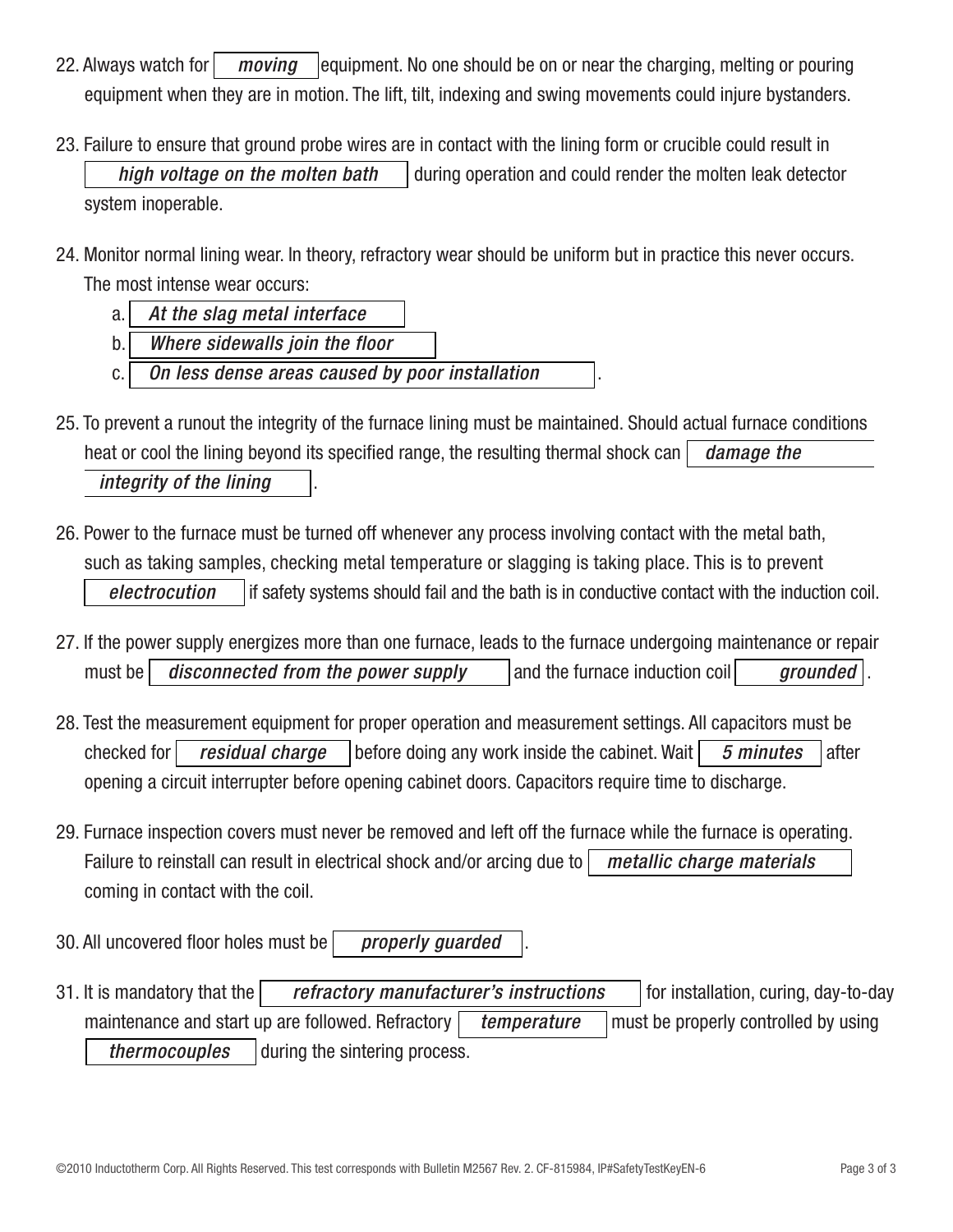22. Always watch for *moving* equipment. No one should be on or near the charging, melting or pouring equipment when they are in motion. The lift, tilt, indexing and swing movements could injure bystanders.

23. Failure to ensure that ground probe wires are in contact with the lining form or crucible could result in *high voltage on the molten bath* during operation and could render the molten leak detector system inoperable.

24. Monitor normal lining wear. In theory, refractory wear should be uniform but in practice this never occurs. The most intense wear occurs:
    a. *At the slag metal interface*
    b. *Where sidewalls join the floor*
    c. *On less dense areas caused by poor installation*.

25. To prevent a runout the integrity of the furnace lining must be maintained. Should actual furnace conditions heat or cool the lining beyond its specified range, the resulting thermal shock can *damage the integrity of the lining*.

26. Power to the furnace must be turned off whenever any process involving contact with the metal bath, such as taking samples, checking metal temperature or slagging is taking place. This is to prevent *electrocution* if safety systems should fail and the bath is in conductive contact with the induction coil.

27. If the power supply energizes more than one furnace, leads to the furnace undergoing maintenance or repair must be *disconnected from the power supply* and the furnace induction coil *grounded*.

28. Test the measurement equipment for proper operation and measurement settings. All capacitors must be checked for *residual charge* before doing any work inside the cabinet. Wait *5 minutes* after opening a circuit interrupter before opening cabinet doors. Capacitors require time to discharge.

29. Furnace inspection covers must never be removed and left off the furnace while the furnace is operating. Failure to reinstall can result in electrical shock and/or arcing due to *metallic charge materials* coming in contact with the coil.

30. All uncovered floor holes must be *properly guarded*.

31. It is mandatory that the *refractory manufacturer's instructions* for installation, curing, day-to-day maintenance and start up are followed. Refractory *temperature* must be properly controlled by using *thermocouples* during the sintering process.

©2010 Inductotherm Corp. All Rights Reserved. This test corresponds with Bulletin M2567 Rev. 2. CF-815984, IP#SafetyTestKeyEN-6